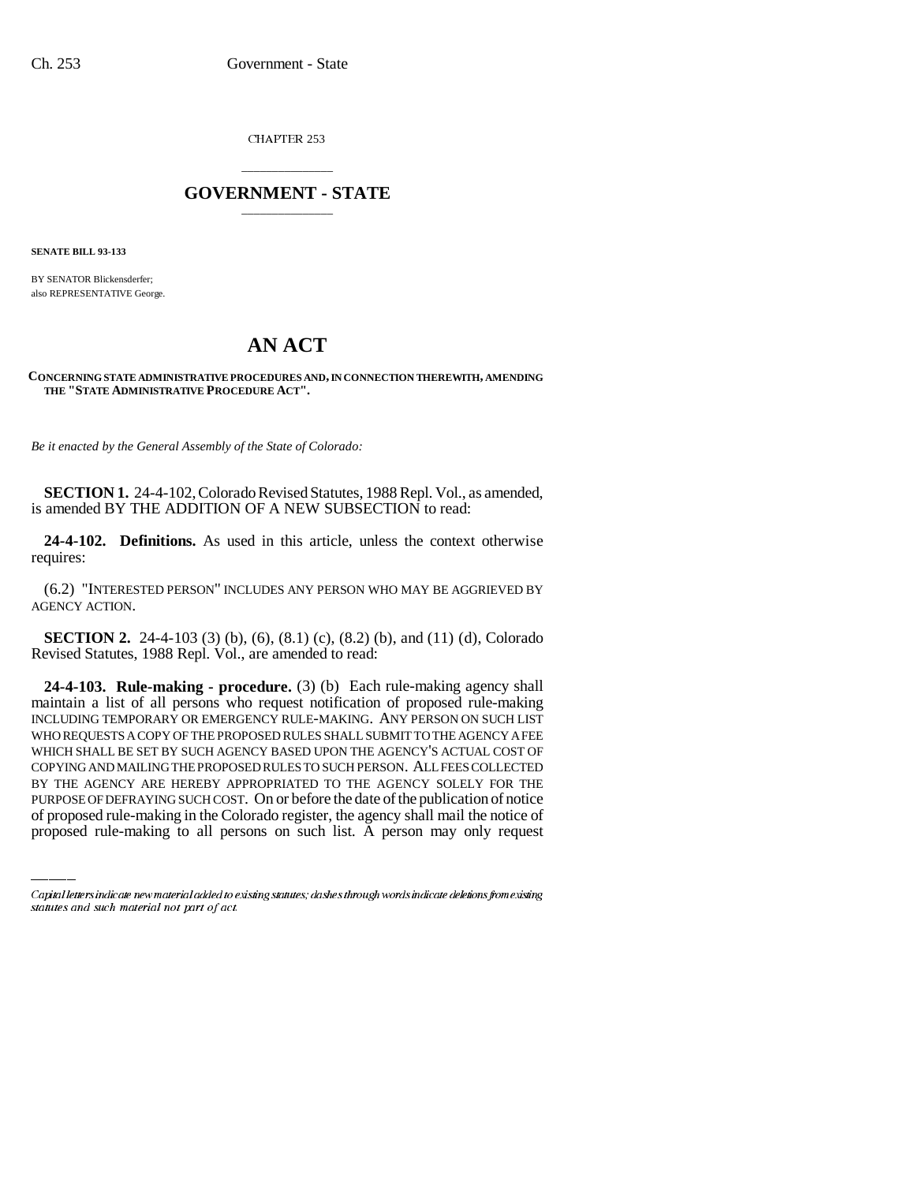CHAPTER 253

## GOVERNMENT - STATE

**SENATE BILL 93-133**

BY SENATOR Blickensderfer;
also REPRESENTATIVE George.

# AN ACT

**CONCERNING STATE ADMINISTRATIVE PROCEDURES AND, IN CONNECTION THEREWITH, AMENDING THE "STATE ADMINISTRATIVE PROCEDURE ACT".**

*Be it enacted by the General Assembly of the State of Colorado:*

**SECTION 1.** 24-4-102, Colorado Revised Statutes, 1988 Repl. Vol., as amended, is amended BY THE ADDITION OF A NEW SUBSECTION to read:

**24-4-102. Definitions.** As used in this article, unless the context otherwise requires:

(6.2) "INTERESTED PERSON" INCLUDES ANY PERSON WHO MAY BE AGGRIEVED BY AGENCY ACTION.

**SECTION 2.** 24-4-103 (3) (b), (6), (8.1) (c), (8.2) (b), and (11) (d), Colorado Revised Statutes, 1988 Repl. Vol., are amended to read:

**24-4-103. Rule-making - procedure.** (3) (b) Each rule-making agency shall maintain a list of all persons who request notification of proposed rule-making INCLUDING TEMPORARY OR EMERGENCY RULE-MAKING. ANY PERSON ON SUCH LIST WHO REQUESTS A COPY OF THE PROPOSED RULES SHALL SUBMIT TO THE AGENCY A FEE WHICH SHALL BE SET BY SUCH AGENCY BASED UPON THE AGENCY'S ACTUAL COST OF COPYING AND MAILING THE PROPOSED RULES TO SUCH PERSON. ALL FEES COLLECTED BY THE AGENCY ARE HEREBY APPROPRIATED TO THE AGENCY SOLELY FOR THE PURPOSE OF DEFRAYING SUCH COST. On or before the date of the publication of notice of proposed rule-making in the Colorado register, the agency shall mail the notice of proposed rule-making to all persons on such list. A person may only request

Capital letters indicate new material added to existing statutes; dashes through words indicate deletions from existing statutes and such material not part of act.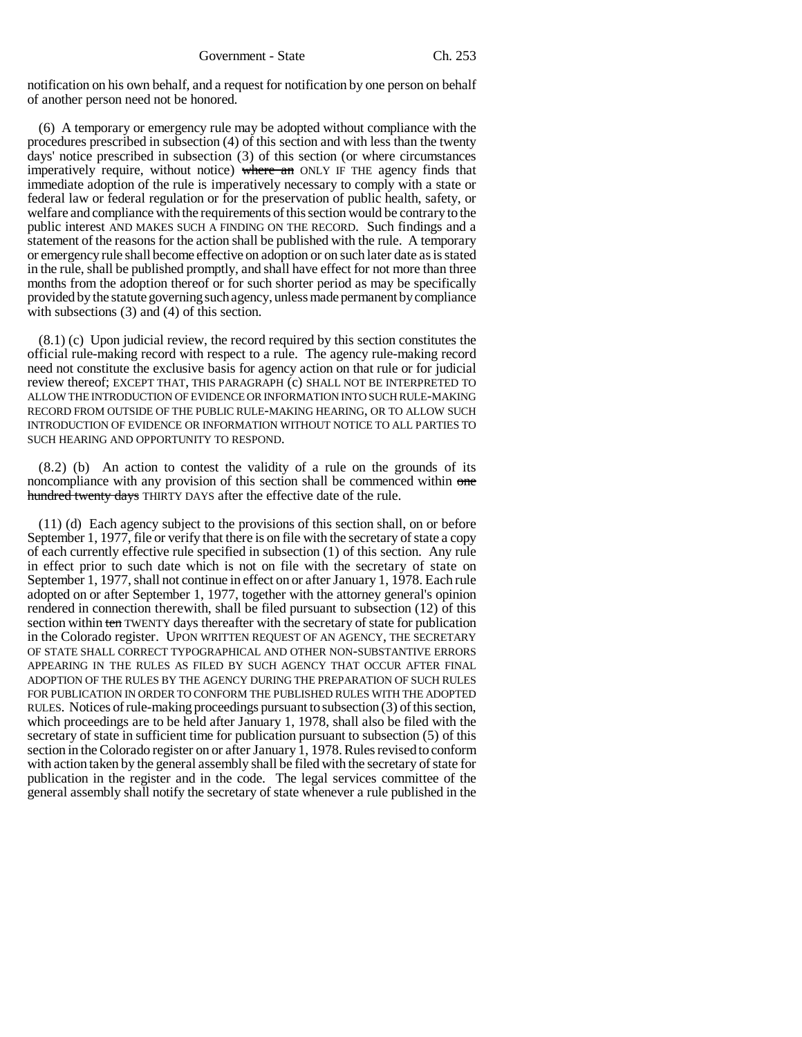notification on his own behalf, and a request for notification by one person on behalf of another person need not be honored.

(6) A temporary or emergency rule may be adopted without compliance with the procedures prescribed in subsection (4) of this section and with less than the twenty days' notice prescribed in subsection (3) of this section (or where circumstances imperatively require, without notice) ~~where an~~ ONLY IF THE agency finds that immediate adoption of the rule is imperatively necessary to comply with a state or federal law or federal regulation or for the preservation of public health, safety, or welfare and compliance with the requirements of this section would be contrary to the public interest AND MAKES SUCH A FINDING ON THE RECORD. Such findings and a statement of the reasons for the action shall be published with the rule. A temporary or emergency rule shall become effective on adoption or on such later date as is stated in the rule, shall be published promptly, and shall have effect for not more than three months from the adoption thereof or for such shorter period as may be specifically provided by the statute governing such agency, unless made permanent by compliance with subsections (3) and (4) of this section.

(8.1) (c) Upon judicial review, the record required by this section constitutes the official rule-making record with respect to a rule. The agency rule-making record need not constitute the exclusive basis for agency action on that rule or for judicial review thereof; EXCEPT THAT, THIS PARAGRAPH (c) SHALL NOT BE INTERPRETED TO ALLOW THE INTRODUCTION OF EVIDENCE OR INFORMATION INTO SUCH RULE-MAKING RECORD FROM OUTSIDE OF THE PUBLIC RULE-MAKING HEARING, OR TO ALLOW SUCH INTRODUCTION OF EVIDENCE OR INFORMATION WITHOUT NOTICE TO ALL PARTIES TO SUCH HEARING AND OPPORTUNITY TO RESPOND.

(8.2) (b) An action to contest the validity of a rule on the grounds of its noncompliance with any provision of this section shall be commenced within ~~one hundred twenty days~~ THIRTY DAYS after the effective date of the rule.

(11) (d) Each agency subject to the provisions of this section shall, on or before September 1, 1977, file or verify that there is on file with the secretary of state a copy of each currently effective rule specified in subsection (1) of this section. Any rule in effect prior to such date which is not on file with the secretary of state on September 1, 1977, shall not continue in effect on or after January 1, 1978. Each rule adopted on or after September 1, 1977, together with the attorney general's opinion rendered in connection therewith, shall be filed pursuant to subsection (12) of this section within ~~ten~~ TWENTY days thereafter with the secretary of state for publication in the Colorado register. UPON WRITTEN REQUEST OF AN AGENCY, THE SECRETARY OF STATE SHALL CORRECT TYPOGRAPHICAL AND OTHER NON-SUBSTANTIVE ERRORS APPEARING IN THE RULES AS FILED BY SUCH AGENCY THAT OCCUR AFTER FINAL ADOPTION OF THE RULES BY THE AGENCY DURING THE PREPARATION OF SUCH RULES FOR PUBLICATION IN ORDER TO CONFORM THE PUBLISHED RULES WITH THE ADOPTED RULES. Notices of rule-making proceedings pursuant to subsection (3) of this section, which proceedings are to be held after January 1, 1978, shall also be filed with the secretary of state in sufficient time for publication pursuant to subsection (5) of this section in the Colorado register on or after January 1, 1978. Rules revised to conform with action taken by the general assembly shall be filed with the secretary of state for publication in the register and in the code. The legal services committee of the general assembly shall notify the secretary of state whenever a rule published in the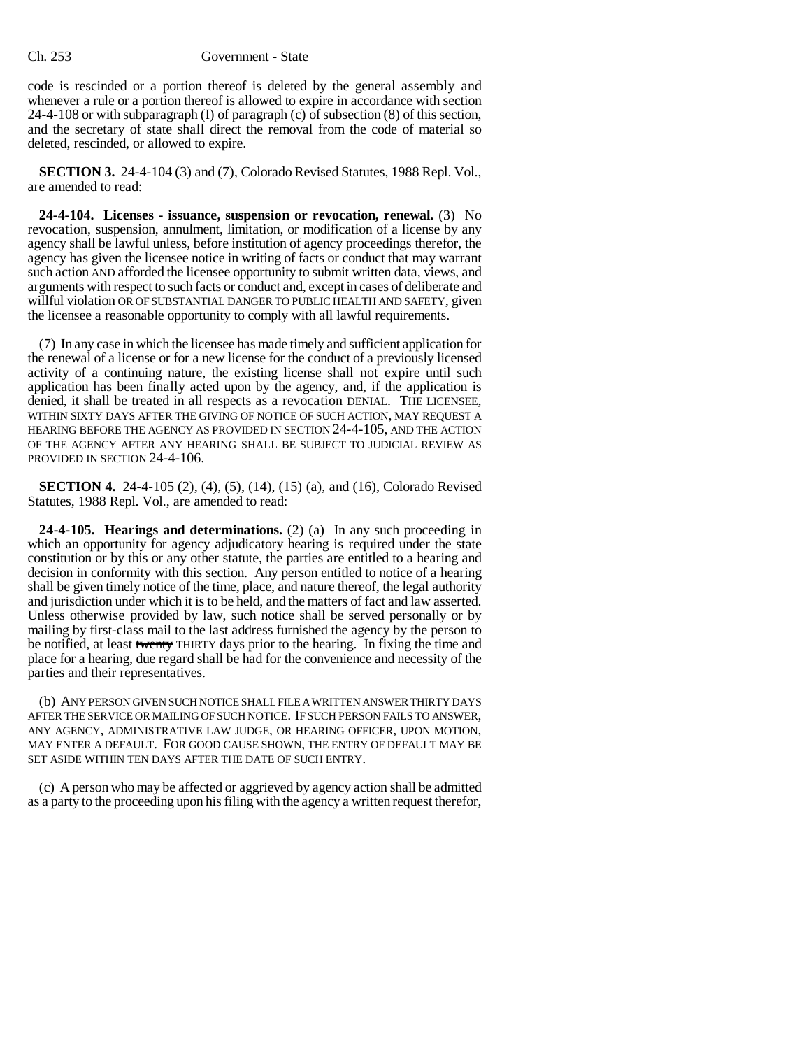code is rescinded or a portion thereof is deleted by the general assembly and whenever a rule or a portion thereof is allowed to expire in accordance with section 24-4-108 or with subparagraph (I) of paragraph (c) of subsection (8) of this section, and the secretary of state shall direct the removal from the code of material so deleted, rescinded, or allowed to expire.

**SECTION 3.** 24-4-104 (3) and (7), Colorado Revised Statutes, 1988 Repl. Vol., are amended to read:

**24-4-104. Licenses - issuance, suspension or revocation, renewal.** (3) No revocation, suspension, annulment, limitation, or modification of a license by any agency shall be lawful unless, before institution of agency proceedings therefor, the agency has given the licensee notice in writing of facts or conduct that may warrant such action AND afforded the licensee opportunity to submit written data, views, and arguments with respect to such facts or conduct and, except in cases of deliberate and willful violation OR OF SUBSTANTIAL DANGER TO PUBLIC HEALTH AND SAFETY, given the licensee a reasonable opportunity to comply with all lawful requirements.

(7) In any case in which the licensee has made timely and sufficient application for the renewal of a license or for a new license for the conduct of a previously licensed activity of a continuing nature, the existing license shall not expire until such application has been finally acted upon by the agency, and, if the application is denied, it shall be treated in all respects as a ~~revocation~~ DENIAL. THE LICENSEE, WITHIN SIXTY DAYS AFTER THE GIVING OF NOTICE OF SUCH ACTION, MAY REQUEST A HEARING BEFORE THE AGENCY AS PROVIDED IN SECTION 24-4-105, AND THE ACTION OF THE AGENCY AFTER ANY HEARING SHALL BE SUBJECT TO JUDICIAL REVIEW AS PROVIDED IN SECTION 24-4-106.

**SECTION 4.** 24-4-105 (2), (4), (5), (14), (15) (a), and (16), Colorado Revised Statutes, 1988 Repl. Vol., are amended to read:

**24-4-105. Hearings and determinations.** (2) (a) In any such proceeding in which an opportunity for agency adjudicatory hearing is required under the state constitution or by this or any other statute, the parties are entitled to a hearing and decision in conformity with this section. Any person entitled to notice of a hearing shall be given timely notice of the time, place, and nature thereof, the legal authority and jurisdiction under which it is to be held, and the matters of fact and law asserted. Unless otherwise provided by law, such notice shall be served personally or by mailing by first-class mail to the last address furnished the agency by the person to be notified, at least ~~twenty~~ THIRTY days prior to the hearing. In fixing the time and place for a hearing, due regard shall be had for the convenience and necessity of the parties and their representatives.

(b) ANY PERSON GIVEN SUCH NOTICE SHALL FILE A WRITTEN ANSWER THIRTY DAYS AFTER THE SERVICE OR MAILING OF SUCH NOTICE. IF SUCH PERSON FAILS TO ANSWER, ANY AGENCY, ADMINISTRATIVE LAW JUDGE, OR HEARING OFFICER, UPON MOTION, MAY ENTER A DEFAULT. FOR GOOD CAUSE SHOWN, THE ENTRY OF DEFAULT MAY BE SET ASIDE WITHIN TEN DAYS AFTER THE DATE OF SUCH ENTRY.

(c) A person who may be affected or aggrieved by agency action shall be admitted as a party to the proceeding upon his filing with the agency a written request therefor,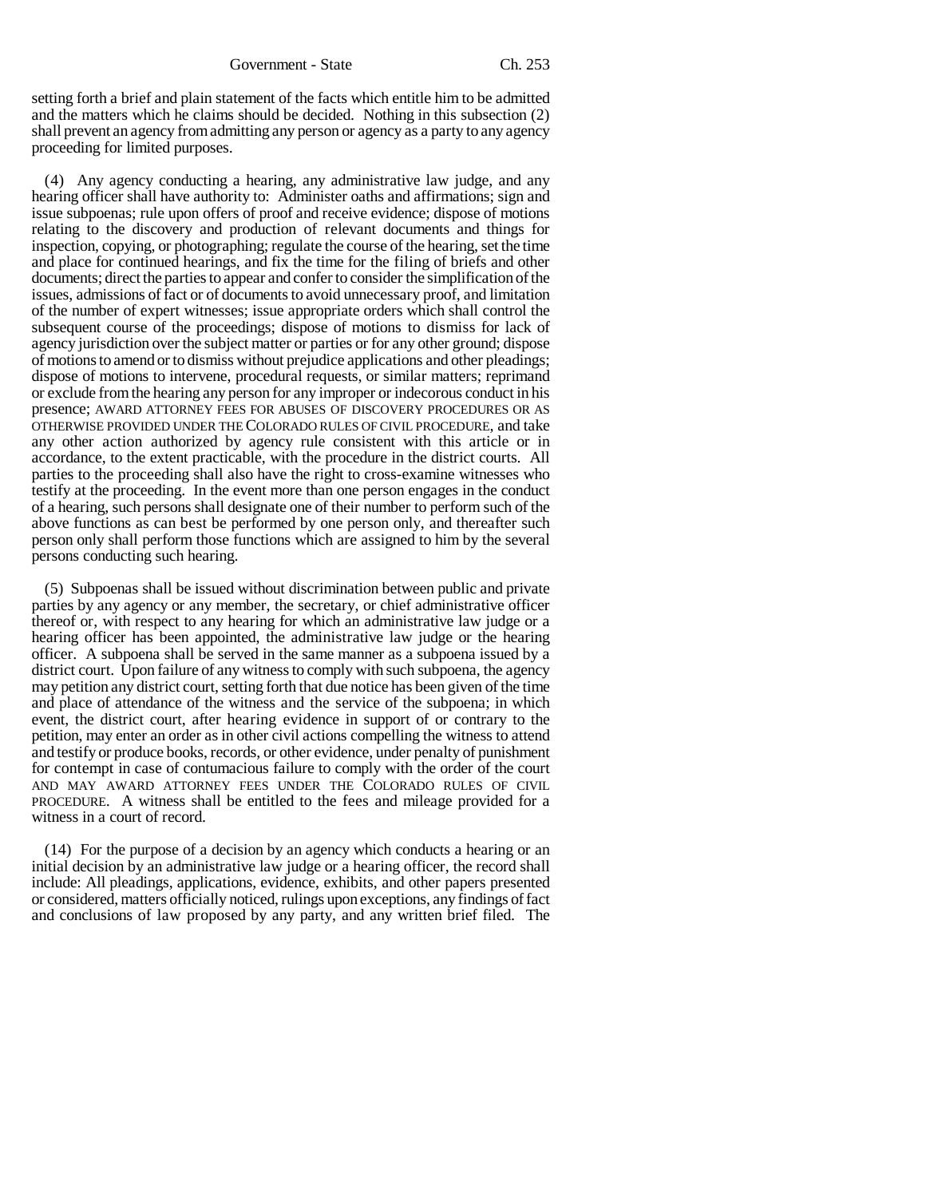setting forth a brief and plain statement of the facts which entitle him to be admitted and the matters which he claims should be decided. Nothing in this subsection (2) shall prevent an agency from admitting any person or agency as a party to any agency proceeding for limited purposes.

(4) Any agency conducting a hearing, any administrative law judge, and any hearing officer shall have authority to: Administer oaths and affirmations; sign and issue subpoenas; rule upon offers of proof and receive evidence; dispose of motions relating to the discovery and production of relevant documents and things for inspection, copying, or photographing; regulate the course of the hearing, set the time and place for continued hearings, and fix the time for the filing of briefs and other documents; direct the parties to appear and confer to consider the simplification of the issues, admissions of fact or of documents to avoid unnecessary proof, and limitation of the number of expert witnesses; issue appropriate orders which shall control the subsequent course of the proceedings; dispose of motions to dismiss for lack of agency jurisdiction over the subject matter or parties or for any other ground; dispose of motions to amend or to dismiss without prejudice applications and other pleadings; dispose of motions to intervene, procedural requests, or similar matters; reprimand or exclude from the hearing any person for any improper or indecorous conduct in his presence; AWARD ATTORNEY FEES FOR ABUSES OF DISCOVERY PROCEDURES OR AS OTHERWISE PROVIDED UNDER THE COLORADO RULES OF CIVIL PROCEDURE, and take any other action authorized by agency rule consistent with this article or in accordance, to the extent practicable, with the procedure in the district courts. All parties to the proceeding shall also have the right to cross-examine witnesses who testify at the proceeding. In the event more than one person engages in the conduct of a hearing, such persons shall designate one of their number to perform such of the above functions as can best be performed by one person only, and thereafter such person only shall perform those functions which are assigned to him by the several persons conducting such hearing.

(5) Subpoenas shall be issued without discrimination between public and private parties by any agency or any member, the secretary, or chief administrative officer thereof or, with respect to any hearing for which an administrative law judge or a hearing officer has been appointed, the administrative law judge or the hearing officer. A subpoena shall be served in the same manner as a subpoena issued by a district court. Upon failure of any witness to comply with such subpoena, the agency may petition any district court, setting forth that due notice has been given of the time and place of attendance of the witness and the service of the subpoena; in which event, the district court, after hearing evidence in support of or contrary to the petition, may enter an order as in other civil actions compelling the witness to attend and testify or produce books, records, or other evidence, under penalty of punishment for contempt in case of contumacious failure to comply with the order of the court AND MAY AWARD ATTORNEY FEES UNDER THE COLORADO RULES OF CIVIL PROCEDURE. A witness shall be entitled to the fees and mileage provided for a witness in a court of record.

(14) For the purpose of a decision by an agency which conducts a hearing or an initial decision by an administrative law judge or a hearing officer, the record shall include: All pleadings, applications, evidence, exhibits, and other papers presented or considered, matters officially noticed, rulings upon exceptions, any findings of fact and conclusions of law proposed by any party, and any written brief filed. The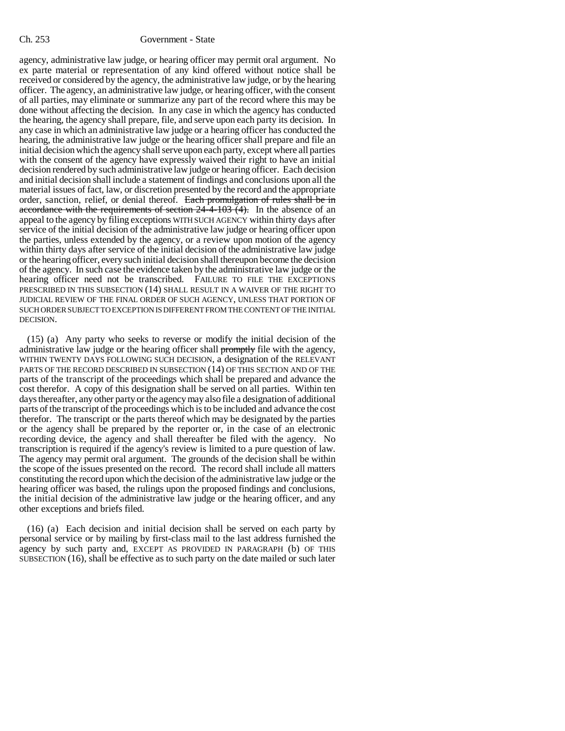agency, administrative law judge, or hearing officer may permit oral argument. No ex parte material or representation of any kind offered without notice shall be received or considered by the agency, the administrative law judge, or by the hearing officer. The agency, an administrative law judge, or hearing officer, with the consent of all parties, may eliminate or summarize any part of the record where this may be done without affecting the decision. In any case in which the agency has conducted the hearing, the agency shall prepare, file, and serve upon each party its decision. In any case in which an administrative law judge or a hearing officer has conducted the hearing, the administrative law judge or the hearing officer shall prepare and file an initial decision which the agency shall serve upon each party, except where all parties with the consent of the agency have expressly waived their right to have an initial decision rendered by such administrative law judge or hearing officer. Each decision and initial decision shall include a statement of findings and conclusions upon all the material issues of fact, law, or discretion presented by the record and the appropriate order, sanction, relief, or denial thereof. ~~Each promulgation of rules shall be in accordance with the requirements of section 24-4-103 (4).~~ In the absence of an appeal to the agency by filing exceptions WITH SUCH AGENCY within thirty days after service of the initial decision of the administrative law judge or hearing officer upon the parties, unless extended by the agency, or a review upon motion of the agency within thirty days after service of the initial decision of the administrative law judge or the hearing officer, every such initial decision shall thereupon become the decision of the agency. In such case the evidence taken by the administrative law judge or the hearing officer need not be transcribed. FAILURE TO FILE THE EXCEPTIONS PRESCRIBED IN THIS SUBSECTION (14) SHALL RESULT IN A WAIVER OF THE RIGHT TO JUDICIAL REVIEW OF THE FINAL ORDER OF SUCH AGENCY, UNLESS THAT PORTION OF SUCH ORDER SUBJECT TO EXCEPTION IS DIFFERENT FROM THE CONTENT OF THE INITIAL DECISION.

(15) (a) Any party who seeks to reverse or modify the initial decision of the administrative law judge or the hearing officer shall ~~promptly~~ file with the agency, WITHIN TWENTY DAYS FOLLOWING SUCH DECISION, a designation of the RELEVANT PARTS OF THE RECORD DESCRIBED IN SUBSECTION (14) OF THIS SECTION AND OF THE parts of the transcript of the proceedings which shall be prepared and advance the cost therefor. A copy of this designation shall be served on all parties. Within ten days thereafter, any other party or the agency may also file a designation of additional parts of the transcript of the proceedings which is to be included and advance the cost therefor. The transcript or the parts thereof which may be designated by the parties or the agency shall be prepared by the reporter or, in the case of an electronic recording device, the agency and shall thereafter be filed with the agency. No transcription is required if the agency's review is limited to a pure question of law. The agency may permit oral argument. The grounds of the decision shall be within the scope of the issues presented on the record. The record shall include all matters constituting the record upon which the decision of the administrative law judge or the hearing officer was based, the rulings upon the proposed findings and conclusions, the initial decision of the administrative law judge or the hearing officer, and any other exceptions and briefs filed.

(16) (a) Each decision and initial decision shall be served on each party by personal service or by mailing by first-class mail to the last address furnished the agency by such party and, EXCEPT AS PROVIDED IN PARAGRAPH (b) OF THIS SUBSECTION (16), shall be effective as to such party on the date mailed or such later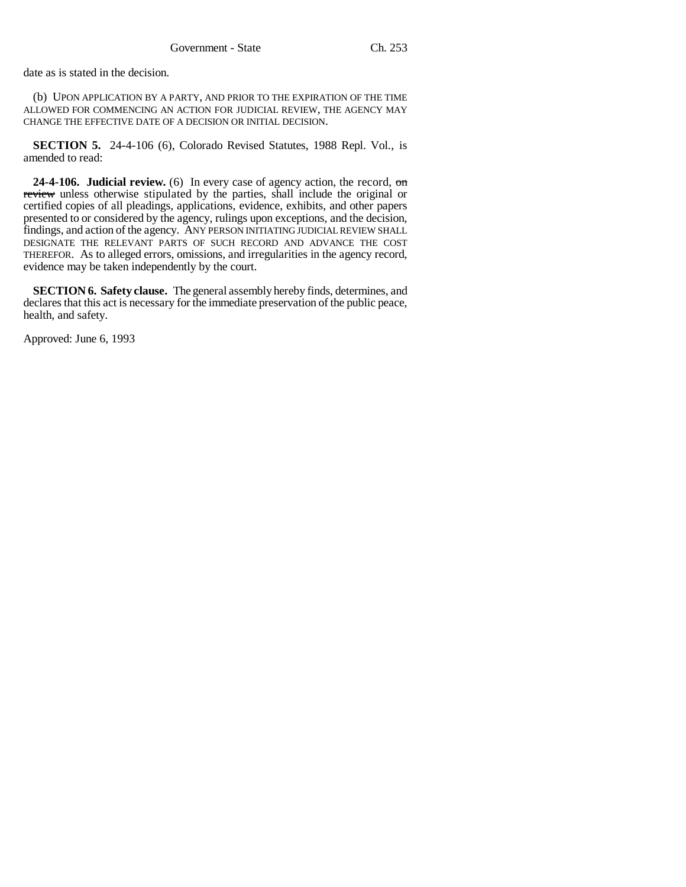date as is stated in the decision.

(b) UPON APPLICATION BY A PARTY, AND PRIOR TO THE EXPIRATION OF THE TIME ALLOWED FOR COMMENCING AN ACTION FOR JUDICIAL REVIEW, THE AGENCY MAY CHANGE THE EFFECTIVE DATE OF A DECISION OR INITIAL DECISION.

**SECTION 5.** 24-4-106 (6), Colorado Revised Statutes, 1988 Repl. Vol., is amended to read:

**24-4-106. Judicial review.** (6) In every case of agency action, the record, ~~on review~~ unless otherwise stipulated by the parties, shall include the original or certified copies of all pleadings, applications, evidence, exhibits, and other papers presented to or considered by the agency, rulings upon exceptions, and the decision, findings, and action of the agency. ANY PERSON INITIATING JUDICIAL REVIEW SHALL DESIGNATE THE RELEVANT PARTS OF SUCH RECORD AND ADVANCE THE COST THEREFOR. As to alleged errors, omissions, and irregularities in the agency record, evidence may be taken independently by the court.

**SECTION 6. Safety clause.** The general assembly hereby finds, determines, and declares that this act is necessary for the immediate preservation of the public peace, health, and safety.

Approved: June 6, 1993